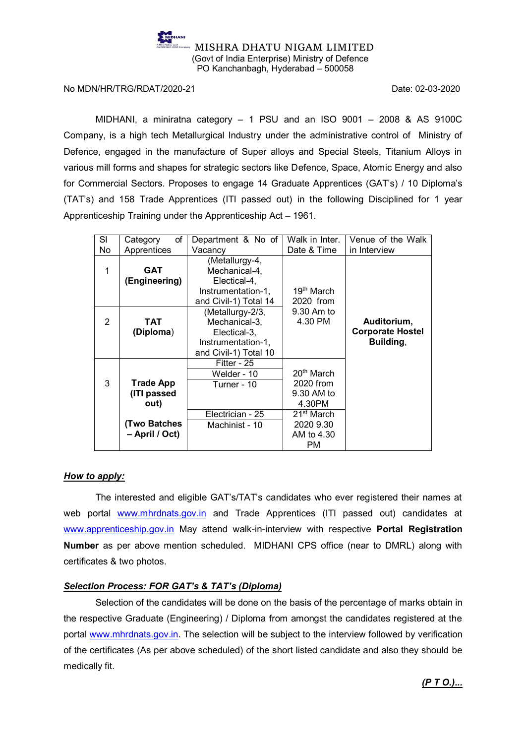MISHRA DHATU NIGAM LIMITED
(Govt of India Enterprise) Ministry of Defence
PO Kanchanbagh, Hyderabad – 500058

No MDN/HR/TRG/RDAT/2020-21 Date: 02-03-2020

MIDHANI, a miniratna category – 1 PSU and an ISO 9001 – 2008 & AS 9100C Company, is a high tech Metallurgical Industry under the administrative control of Ministry of Defence, engaged in the manufacture of Super alloys and Special Steels, Titanium Alloys in various mill forms and shapes for strategic sectors like Defence, Space, Atomic Energy and also for Commercial Sectors. Proposes to engage 14 Graduate Apprentices (GAT's) / 10 Diploma's (TAT's) and 158 Trade Apprentices (ITI passed out) in the following Disciplined for 1 year Apprenticeship Training under the Apprenticeship Act – 1961.

| Sl No | Category of Apprentices | Department & No of Vacancy | Walk in Inter. Date & Time | Venue of the Walk in Interview |
|---|---|---|---|---|
| 1 | **GAT (Engineering)** | (Metallurgy-4, Mechanical-4, Electical-4, Instrumentation-1, and Civil-1) Total 14 | 19th March 2020 from 9.30 Am to 4.30 PM | **Auditorium, Corporate Hostel Building,** |
| 2 | **TAT (Diploma)** | (Metallurgy-2/3, Mechanical-3, Electical-3, Instrumentation-1, and Civil-1) Total 10 | | |
| 3 | **Trade App (ITI passed out)** **(Two Batches – April / Oct)** | Fitter - 25 | 20th March 2020 from 9.30 AM to 4.30PM | |
| | | Welder - 10 | | |
| | | Turner - 10 | | |
| | | Electrician - 25 | 21st March 2020 9.30 AM to 4.30 PM | |
| | | Machinist - 10 | | |

***How to apply:***

The interested and eligible GAT's/TAT's candidates who ever registered their names at web portal www.mhrdnats.gov.in and Trade Apprentices (ITI passed out) candidates at www.apprenticeship.gov.in May attend walk-in-interview with respective **Portal Registration Number** as per above mention scheduled. MIDHANI CPS office (near to DMRL) along with certificates & two photos.

***Selection Process: FOR GAT's & TAT's (Diploma)***

Selection of the candidates will be done on the basis of the percentage of marks obtain in the respective Graduate (Engineering) / Diploma from amongst the candidates registered at the portal www.mhrdnats.gov.in. The selection will be subject to the interview followed by verification of the certificates (As per above scheduled) of the short listed candidate and also they should be medically fit.

***(P T O.)...***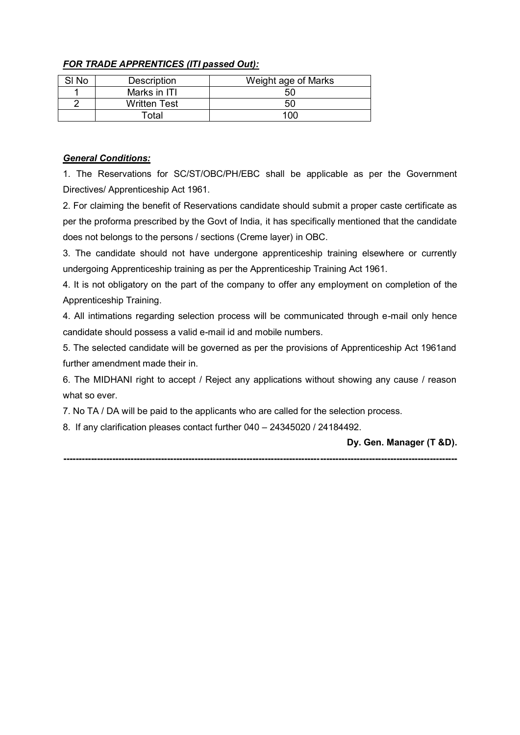***FOR TRADE APPRENTICES (ITI passed Out):***

| Sl No | Description | Weight age of Marks |
|---|---|---|
| 1 | Marks in ITI | 50 |
| 2 | Written Test | 50 |
| | Total | 100 |

***General Conditions:***

1. The Reservations for SC/ST/OBC/PH/EBC shall be applicable as per the Government Directives/ Apprenticeship Act 1961.

2. For claiming the benefit of Reservations candidate should submit a proper caste certificate as per the proforma prescribed by the Govt of India, it has specifically mentioned that the candidate does not belongs to the persons / sections (Creme layer) in OBC.

3. The candidate should not have undergone apprenticeship training elsewhere or currently undergoing Apprenticeship training as per the Apprenticeship Training Act 1961.

4. It is not obligatory on the part of the company to offer any employment on completion of the Apprenticeship Training.

4. All intimations regarding selection process will be communicated through e-mail only hence candidate should possess a valid e-mail id and mobile numbers.

5. The selected candidate will be governed as per the provisions of Apprenticeship Act 1961and further amendment made their in.

6. The MIDHANI right to accept / Reject any applications without showing any cause / reason what so ever.

7. No TA / DA will be paid to the applicants who are called for the selection process.

8. If any clarification pleases contact further 040 – 24345020 / 24184492.

**Dy. Gen. Manager (T &D).**

---